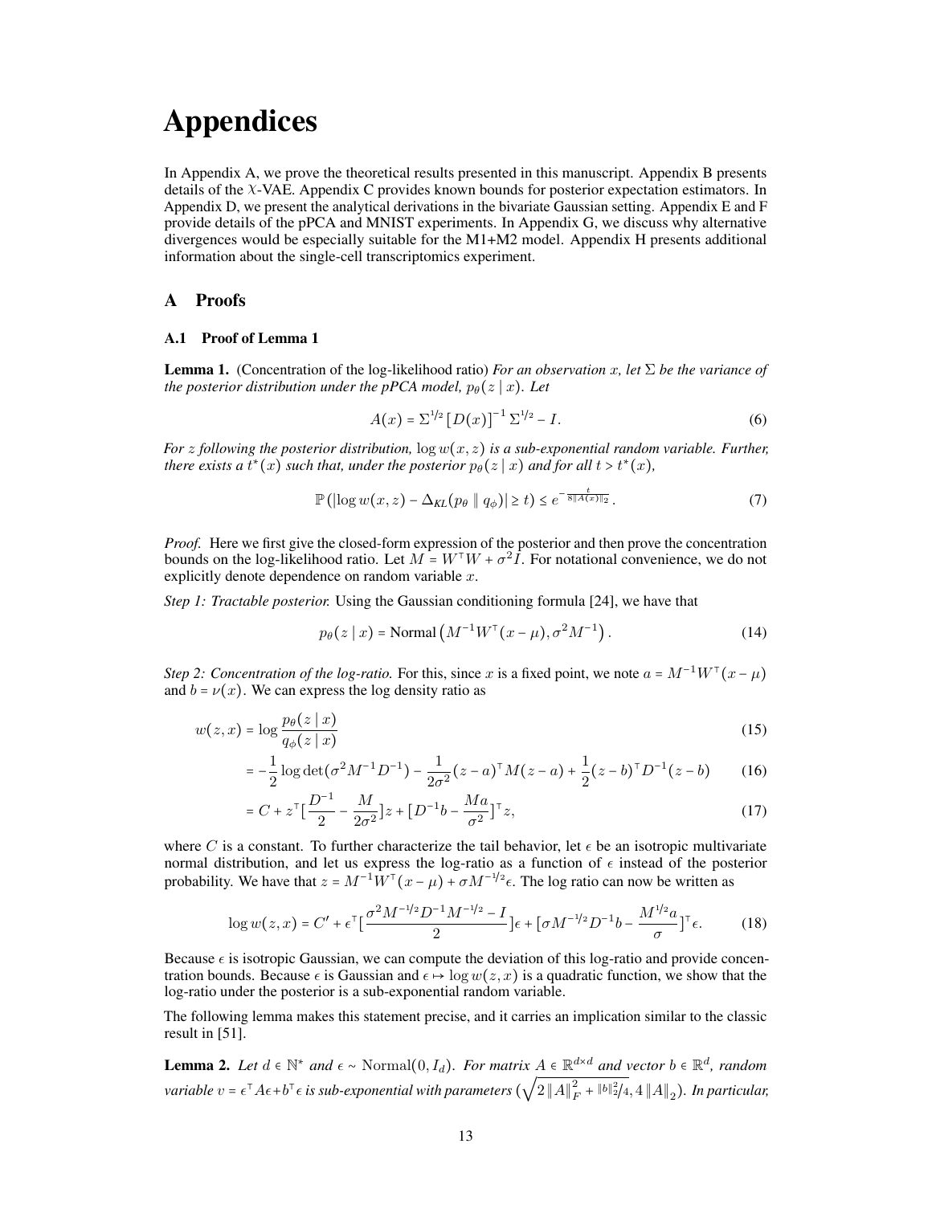# Appendices

In Appendix A, we prove the theoretical results presented in this manuscript. Appendix B presents details of the $\mathcal{X}$-VAE. Appendix C provides known bounds for posterior expectation estimators. In Appendix D, we present the analytical derivations in the bivariate Gaussian setting. Appendix E and F provide details of the pPCA and MNIST experiments. In Appendix G, we discuss why alternative divergences would be especially suitable for the M1+M2 model. Appendix H presents additional information about the single-cell transcriptomics experiment.

## A Proofs

### A.1 Proof of Lemma 1

**Lemma 1.** (Concentration of the log-likelihood ratio) *For an observation $x$, let $\Sigma$ be the variance of the posterior distribution under the pPCA model, $p_\theta(z \mid x)$. Let*

$$A(x) = \Sigma^{1/2} \left[D(x)\right]^{-1} \Sigma^{1/2} - I. \tag{6}$$

*For $z$ following the posterior distribution, $\log w(x, z)$ is a sub-exponential random variable. Further, there exists a $t^*(x)$ such that, under the posterior $p_\theta(z \mid x)$ and for all $t > t^*(x)$,*

$$\mathbb{P}\left(\left|\log w(x, z) - \Delta_{KL}(p_\theta \parallel q_\phi)\right| \geq t\right) \leq e^{-\frac{t}{8\|A(x)\|_2}}. \tag{7}$$

*Proof.* Here we first give the closed-form expression of the posterior and then prove the concentration bounds on the log-likelihood ratio. Let $M = W^\top W + \sigma^2 I$. For notational convenience, we do not explicitly denote dependence on random variable $x$.

*Step 1: Tractable posterior.* Using the Gaussian conditioning formula [24], we have that

$$p_\theta(z \mid x) = \text{Normal}\left(M^{-1}W^\top(x - \mu), \sigma^2 M^{-1}\right). \tag{14}$$

*Step 2: Concentration of the log-ratio.* For this, since $x$ is a fixed point, we note $a = M^{-1}W^\top(x - \mu)$ and $b = \nu(x)$. We can express the log density ratio as

$$
\begin{aligned}
w(z, x) &= \log \frac{p_\theta(z \mid x)}{q_\phi(z \mid x)} && (15)\\
&= -\frac{1}{2}\log\det(\sigma^2 M^{-1} D^{-1}) - \frac{1}{2\sigma^2}(z - a)^\top M (z - a) + \frac{1}{2}(z - b)^\top D^{-1}(z - b) && (16)\\
&= C + z^\top\left[\frac{D^{-1}}{2} - \frac{M}{2\sigma^2}\right]z + \left[D^{-1}b - \frac{Ma}{\sigma^2}\right]^\top z, && (17)
\end{aligned}
$$

where $C$ is a constant. To further characterize the tail behavior, let $\epsilon$ be an isotropic multivariate normal distribution, and let us express the log-ratio as a function of $\epsilon$ instead of the posterior probability. We have that $z = M^{-1}W^\top(x - \mu) + \sigma M^{-1/2}\epsilon$. The log ratio can now be written as

$$\log w(z, x) = C' + \epsilon^\top\left[\frac{\sigma^2 M^{-1/2} D^{-1} M^{-1/2} - I}{2}\right]\epsilon + \left[\sigma M^{-1/2} D^{-1} b - \frac{M^{1/2} a}{\sigma}\right]^\top \epsilon. \tag{18}$$

Because $\epsilon$ is isotropic Gaussian, we can compute the deviation of this log-ratio and provide concentration bounds. Because $\epsilon$ is Gaussian and $\epsilon \mapsto \log w(z, x)$ is a quadratic function, we show that the log-ratio under the posterior is a sub-exponential random variable.

The following lemma makes this statement precise, and it carries an implication similar to the classic result in [51].

**Lemma 2.** *Let $d \in \mathbb{N}^*$ and $\epsilon \sim \text{Normal}(0, I_d)$. For matrix $A \in \mathbb{R}^{d\times d}$ and vector $b \in \mathbb{R}^d$, random variable $v = \epsilon^\top A \epsilon + b^\top \epsilon$ is sub-exponential with parameters $\left(\sqrt{2\|A\|_F^2 + \|b\|_2^2/4}, 4\|A\|_2\right)$. In particular,*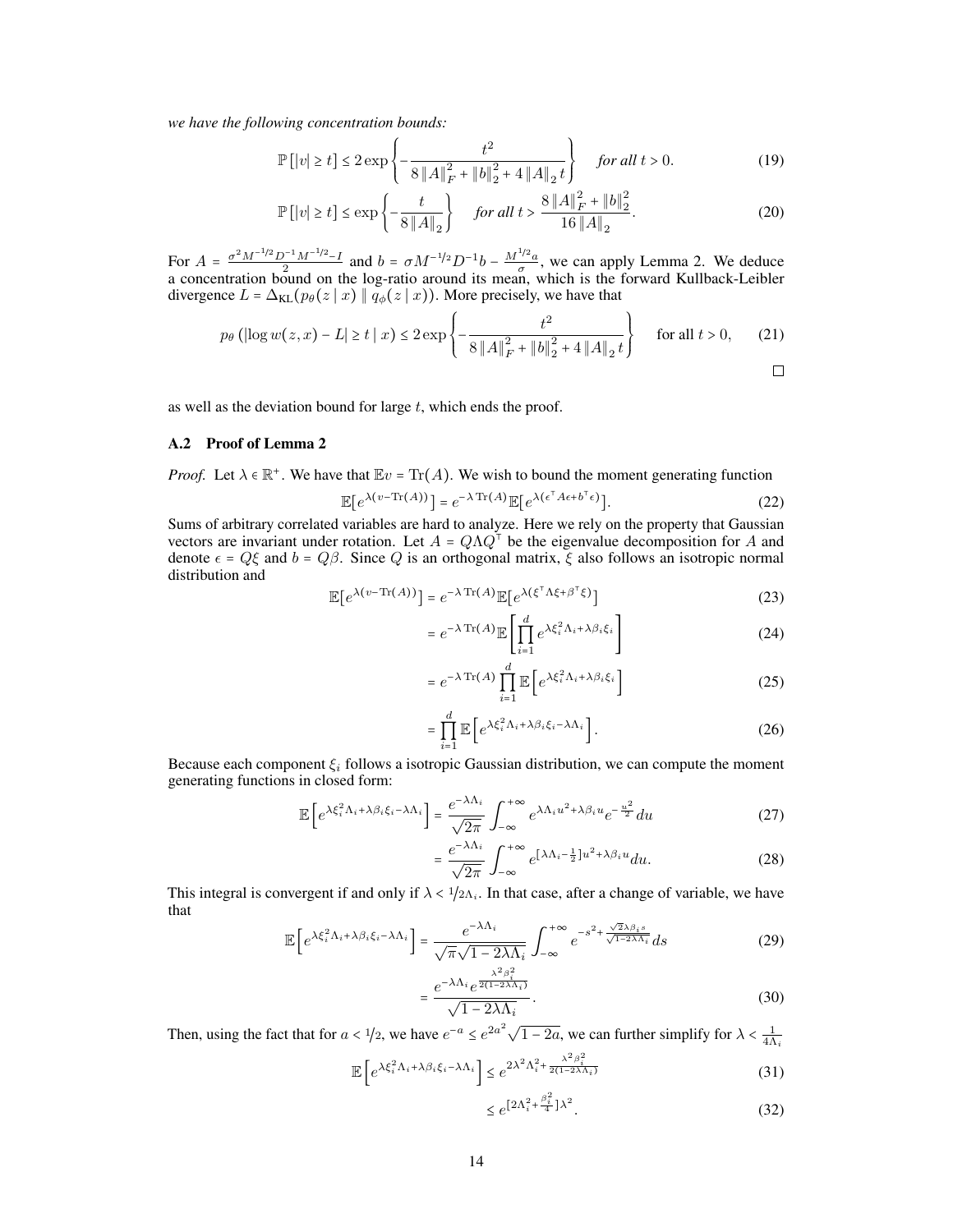*we have the following concentration bounds:*

$$\mathbb{P}\left[|v| \geq t\right] \leq 2\exp\left\{-\frac{t^2}{8\left\|A\right\|_F^2 + \left\|b\right\|_2^2 + 4\left\|A\right\|_2 t}\right\} \quad \textit{for all } t > 0. \tag{19}$$

$$\mathbb{P}\left[|v| \geq t\right] \leq \exp\left\{-\frac{t}{8\left\|A\right\|_2}\right\} \quad \textit{for all } t > \frac{8\left\|A\right\|_F^2 + \left\|b\right\|_2^2}{16\left\|A\right\|_2}. \tag{20}$$

For $A = \frac{\sigma^2 M^{-1/2} D^{-1} M^{-1/2} - I}{2}$ and $b = \sigma M^{-1/2} D^{-1} b - \frac{M^{1/2} a}{\sigma}$, we can apply Lemma 2. We deduce a concentration bound on the log-ratio around its mean, which is the forward Kullback-Leibler divergence $L = \Delta_{\text{KL}}(p_\theta(z \mid x) \parallel q_\phi(z \mid x))$. More precisely, we have that

$$p_\theta\left(|\log w(z, x) - L| \geq t \mid x\right) \leq 2\exp\left\{-\frac{t^2}{8\left\|A\right\|_F^2 + \left\|b\right\|_2^2 + 4\left\|A\right\|_2 t}\right\} \quad \text{for all } t > 0, \tag{21}$$

□

as well as the deviation bound for large $t$, which ends the proof.

### A.2 Proof of Lemma 2

*Proof.* Let $\lambda \in \mathbb{R}^+$. We have that $\mathbb{E}v = \text{Tr}(A)$. We wish to bound the moment generating function

$$\mathbb{E}\left[e^{\lambda(v - \text{Tr}(A))}\right] = e^{-\lambda \text{Tr}(A)} \mathbb{E}\left[e^{\lambda(\epsilon^\top A \epsilon + b^\top \epsilon)}\right]. \tag{22}$$

Sums of arbitrary correlated variables are hard to analyze. Here we rely on the property that Gaussian vectors are invariant under rotation. Let $A = Q\Lambda Q^\top$ be the eigenvalue decomposition for $A$ and denote $\epsilon = Q\xi$ and $b = Q\beta$. Since $Q$ is an orthogonal matrix, $\xi$ also follows an isotropic normal distribution and

$$\mathbb{E}\left[e^{\lambda(v - \text{Tr}(A))}\right] = e^{-\lambda \text{Tr}(A)} \mathbb{E}\left[e^{\lambda(\xi^\top \Lambda \xi + \beta^\top \xi)}\right] \tag{23}$$

$$= e^{-\lambda \text{Tr}(A)} \mathbb{E}\left[\prod_{i=1}^{d} e^{\lambda \xi_i^2 \Lambda_i + \lambda \beta_i \xi_i}\right] \tag{24}$$

$$= e^{-\lambda \text{Tr}(A)} \prod_{i=1}^{d} \mathbb{E}\left[e^{\lambda \xi_i^2 \Lambda_i + \lambda \beta_i \xi_i}\right] \tag{25}$$

$$= \prod_{i=1}^{d} \mathbb{E}\left[e^{\lambda \xi_i^2 \Lambda_i + \lambda \beta_i \xi_i - \lambda \Lambda_i}\right]. \tag{26}$$

Because each component $\xi_i$ follows a isotropic Gaussian distribution, we can compute the moment generating functions in closed form:

$$\mathbb{E}\left[e^{\lambda \xi_i^2 \Lambda_i + \lambda \beta_i \xi_i - \lambda \Lambda_i}\right] = \frac{e^{-\lambda \Lambda_i}}{\sqrt{2\pi}} \int_{-\infty}^{+\infty} e^{\lambda \Lambda_i u^2 + \lambda \beta_i u} e^{-\frac{u^2}{2}} du \tag{27}$$

$$= \frac{e^{-\lambda \Lambda_i}}{\sqrt{2\pi}} \int_{-\infty}^{+\infty} e^{\left[\lambda \Lambda_i - \frac{1}{2}\right] u^2 + \lambda \beta_i u} du. \tag{28}$$

This integral is convergent if and only if $\lambda < 1/2\Lambda_i$. In that case, after a change of variable, we have that

$$\mathbb{E}\left[e^{\lambda \xi_i^2 \Lambda_i + \lambda \beta_i \xi_i - \lambda \Lambda_i}\right] = \frac{e^{-\lambda \Lambda_i}}{\sqrt{\pi}\sqrt{1 - 2\lambda \Lambda_i}} \int_{-\infty}^{+\infty} e^{-s^2 + \frac{\sqrt{2}\lambda \beta_i s}{\sqrt{1 - 2\lambda \Lambda_i}}} ds \tag{29}$$

$$= \frac{e^{-\lambda \Lambda_i} e^{\frac{\lambda^2 \beta_i^2}{2(1 - 2\lambda \Lambda_i)}}}{\sqrt{1 - 2\lambda \Lambda_i}}. \tag{30}$$

Then, using the fact that for $a < 1/2$, we have $e^{-a} \leq e^{2a^2}\sqrt{1 - 2a}$, we can further simplify for $\lambda < \frac{1}{4\Lambda_i}$

$$\mathbb{E}\left[e^{\lambda \xi_i^2 \Lambda_i + \lambda \beta_i \xi_i - \lambda \Lambda_i}\right] \leq e^{2\lambda^2 \Lambda_i^2 + \frac{\lambda^2 \beta_i^2}{2(1 - 2\lambda \Lambda_i)}} \tag{31}$$

$$\leq e^{\left[2\Lambda_i^2 + \frac{\beta_i^2}{4}\right]\lambda^2}. \tag{32}$$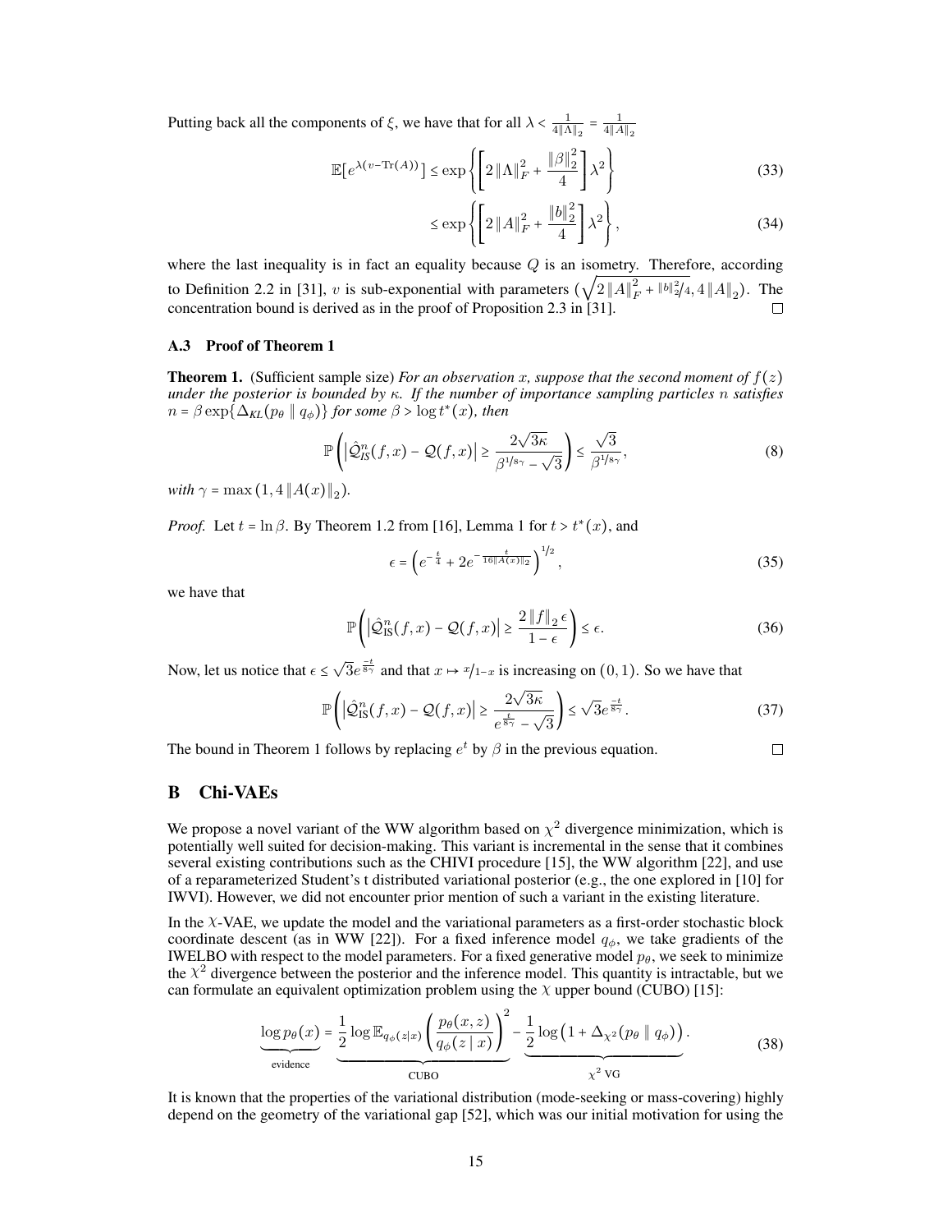Putting back all the components of $\xi$, we have that for all $\lambda < \frac{1}{4\|\Lambda\|_2} = \frac{1}{4\|A\|_2}$

$$\mathbb{E}\big[e^{\lambda(v - \mathrm{Tr}(A))}\big] \leq \exp\left\{\left[2\|\Lambda\|_F^2 + \frac{\|\beta\|_2^2}{4}\right]\lambda^2\right\} \tag{33}$$

$$\leq \exp\left\{\left[2\|A\|_F^2 + \frac{\|b\|_2^2}{4}\right]\lambda^2\right\}, \tag{34}$$

where the last inequality is in fact an equality because $Q$ is an isometry. Therefore, according to Definition 2.2 in [31], $v$ is sub-exponential with parameters $\left(\sqrt{2\|A\|_F^2 + \|b\|_2^2/4}, 4\|A\|_2\right)$. The concentration bound is derived as in the proof of Proposition 2.3 in [31]. $\square$

### A.3 Proof of Theorem 1

**Theorem 1.** (Sufficient sample size) *For an observation $x$, suppose that the second moment of $f(z)$ under the posterior is bounded by $\kappa$. If the number of importance sampling particles $n$ satisfies $n = \beta \exp\{\Delta_{KL}(p_\theta \parallel q_\phi)\}$ for some $\beta > \log t^*(x)$, then*

$$\mathbb{P}\left(\left|\hat{\mathcal{Q}}^n_{IS}(f, x) - \mathcal{Q}(f, x)\right| \geq \frac{2\sqrt{3\kappa}}{\beta^{1/8\gamma} - \sqrt{3}}\right) \leq \frac{\sqrt{3}}{\beta^{1/8\gamma}}, \tag{8}$$

*with $\gamma = \max(1, 4\|A(x)\|_2)$.*

*Proof.* Let $t = \ln \beta$. By Theorem 1.2 from [16], Lemma 1 for $t > t^*(x)$, and

$$\epsilon = \left(e^{-\frac{t}{4}} + 2e^{-\frac{t}{16\|A(x)\|_2}}\right)^{1/2}, \tag{35}$$

we have that

$$\mathbb{P}\left(\left|\hat{\mathcal{Q}}^n_{\mathrm{IS}}(f, x) - \mathcal{Q}(f, x)\right| \geq \frac{2\|f\|_2 \epsilon}{1 - \epsilon}\right) \leq \epsilon. \tag{36}$$

Now, let us notice that $\epsilon \leq \sqrt{3}e^{\frac{-t}{8\gamma}}$ and that $x \mapsto x/1-x$ is increasing on $(0, 1)$. So we have that

$$\mathbb{P}\left(\left|\hat{\mathcal{Q}}^n_{\mathrm{IS}}(f, x) - \mathcal{Q}(f, x)\right| \geq \frac{2\sqrt{3\kappa}}{e^{\frac{t}{8\gamma}} - \sqrt{3}}\right) \leq \sqrt{3}e^{\frac{-t}{8\gamma}}. \tag{37}$$

The bound in Theorem 1 follows by replacing $e^t$ by $\beta$ in the previous equation. $\square$

## B Chi-VAEs

We propose a novel variant of the WW algorithm based on $\chi^2$ divergence minimization, which is potentially well suited for decision-making. This variant is incremental in the sense that it combines several existing contributions such as the CHIVI procedure [15], the WW algorithm [22], and use of a reparameterized Student's t distributed variational posterior (e.g., the one explored in [10] for IWVI). However, we did not encounter prior mention of such a variant in the existing literature.

In the $\mathcal{X}$-VAE, we update the model and the variational parameters as a first-order stochastic block coordinate descent (as in WW [22]). For a fixed inference model $q_\phi$, we take gradients of the IWELBO with respect to the model parameters. For a fixed generative model $p_\theta$, we seek to minimize the $\mathcal{X}^2$ divergence between the posterior and the inference model. This quantity is intractable, but we can formulate an equivalent optimization problem using the $\mathcal{X}$ upper bound (CUBO) [15]:

$$\underbrace{\log p_\theta(x)}_{\text{evidence}} = \underbrace{\frac{1}{2}\log \mathbb{E}_{q_\phi(z|x)}\left(\frac{p_\theta(x,z)}{q_\phi(z \mid x)}\right)^2}_{\text{CUBO}} - \underbrace{\frac{1}{2}\log\left(1 + \Delta_{\chi^2}(p_\theta \parallel q_\phi)\right)}_{\chi^2 \text{ VG}}. \tag{38}$$

It is known that the properties of the variational distribution (mode-seeking or mass-covering) highly depend on the geometry of the variational gap [52], which was our initial motivation for using the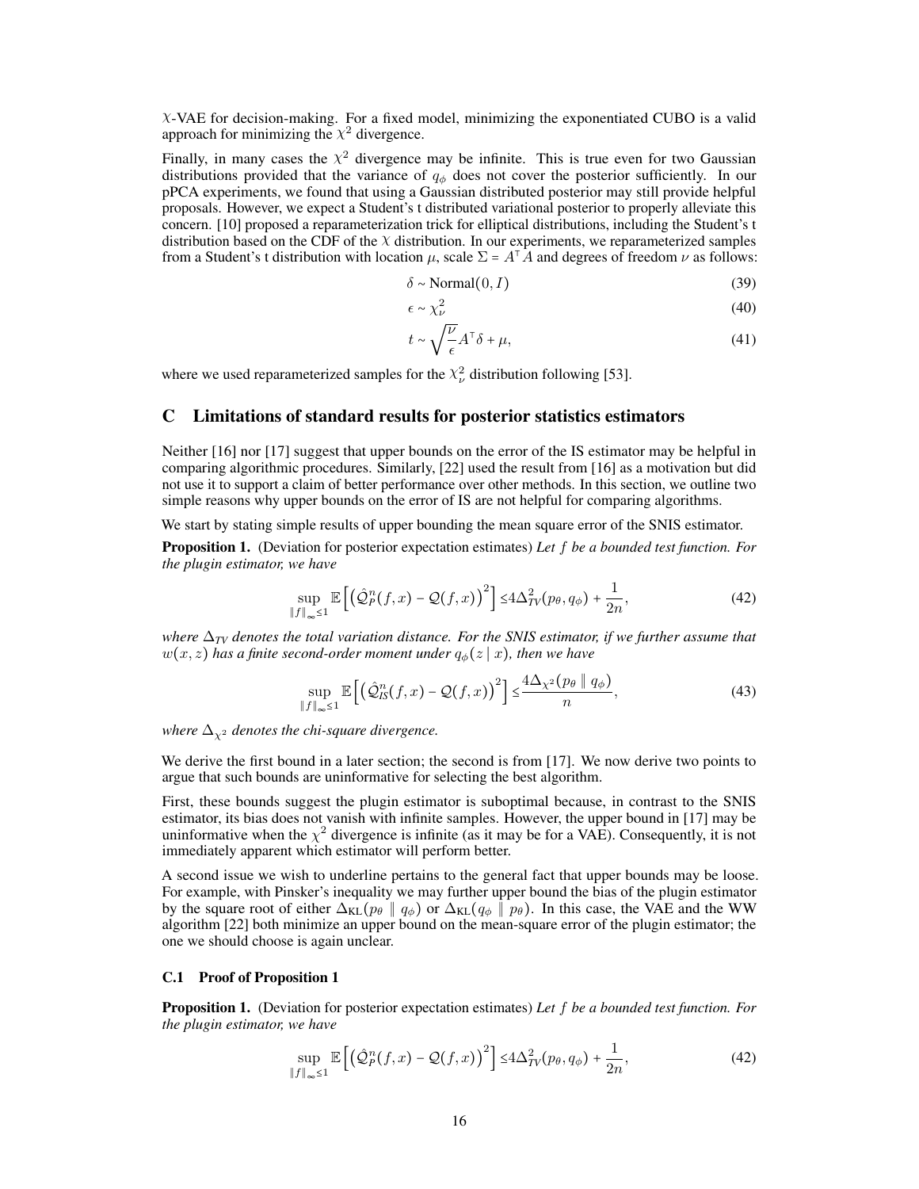$\chi$-VAE for decision-making. For a fixed model, minimizing the exponentiated CUBO is a valid approach for minimizing the $\chi^2$ divergence.

Finally, in many cases the $\chi^2$ divergence may be infinite. This is true even for two Gaussian distributions provided that the variance of $q_\phi$ does not cover the posterior sufficiently. In our pPCA experiments, we found that using a Gaussian distributed posterior may still provide helpful proposals. However, we expect a Student's t distributed variational posterior to properly alleviate this concern. [10] proposed a reparameterization trick for elliptical distributions, including the Student's t distribution based on the CDF of the $\chi$ distribution. In our experiments, we reparameterized samples from a Student's t distribution with location $\mu$, scale $\Sigma = A^\intercal A$ and degrees of freedom $\nu$ as follows:

$$\delta \sim \text{Normal}(0, I) \tag{39}$$

$$\epsilon \sim \chi^2_\nu \tag{40}$$

$$t \sim \sqrt{\frac{\nu}{\epsilon}} A^\intercal \delta + \mu, \tag{41}$$

where we used reparameterized samples for the $\chi^2_\nu$ distribution following [53].

## C Limitations of standard results for posterior statistics estimators

Neither [16] nor [17] suggest that upper bounds on the error of the IS estimator may be helpful in comparing algorithmic procedures. Similarly, [22] used the result from [16] as a motivation but did not use it to support a claim of better performance over other methods. In this section, we outline two simple reasons why upper bounds on the error of IS are not helpful for comparing algorithms.

We start by stating simple results of upper bounding the mean square error of the SNIS estimator.

**Proposition 1.** (Deviation for posterior expectation estimates) *Let $f$ be a bounded test function. For the plugin estimator, we have*

$$\sup_{\|f\|_\infty \leq 1} \mathbb{E}\left[\left(\hat{\mathcal{Q}}^n_P(f, x) - \mathcal{Q}(f, x)\right)^2\right] \leq 4\Delta^2_{TV}(p_\theta, q_\phi) + \frac{1}{2n}, \tag{42}$$

*where $\Delta_{TV}$ denotes the total variation distance. For the SNIS estimator, if we further assume that $w(x, z)$ has a finite second-order moment under $q_\phi(z \mid x)$, then we have*

$$\sup_{\|f\|_\infty \leq 1} \mathbb{E}\left[\left(\hat{\mathcal{Q}}^n_{IS}(f, x) - \mathcal{Q}(f, x)\right)^2\right] \leq \frac{4\Delta_{\chi^2}(p_\theta \parallel q_\phi)}{n}, \tag{43}$$

*where $\Delta_{\chi^2}$ denotes the chi-square divergence.*

We derive the first bound in a later section; the second is from [17]. We now derive two points to argue that such bounds are uninformative for selecting the best algorithm.

First, these bounds suggest the plugin estimator is suboptimal because, in contrast to the SNIS estimator, its bias does not vanish with infinite samples. However, the upper bound in [17] may be uninformative when the $\chi^2$ divergence is infinite (as it may be for a VAE). Consequently, it is not immediately apparent which estimator will perform better.

A second issue we wish to underline pertains to the general fact that upper bounds may be loose. For example, with Pinsker's inequality we may further upper bound the bias of the plugin estimator by the square root of either $\Delta_{\text{KL}}(p_\theta \parallel q_\phi)$ or $\Delta_{\text{KL}}(q_\phi \parallel p_\theta)$. In this case, the VAE and the WW algorithm [22] both minimize an upper bound on the mean-square error of the plugin estimator; the one we should choose is again unclear.

### C.1 Proof of Proposition 1

**Proposition 1.** (Deviation for posterior expectation estimates) *Let $f$ be a bounded test function. For the plugin estimator, we have*

$$\sup_{\|f\|_\infty \leq 1} \mathbb{E}\left[\left(\hat{\mathcal{Q}}^n_P(f, x) - \mathcal{Q}(f, x)\right)^2\right] \leq 4\Delta^2_{TV}(p_\theta, q_\phi) + \frac{1}{2n}, \tag{42}$$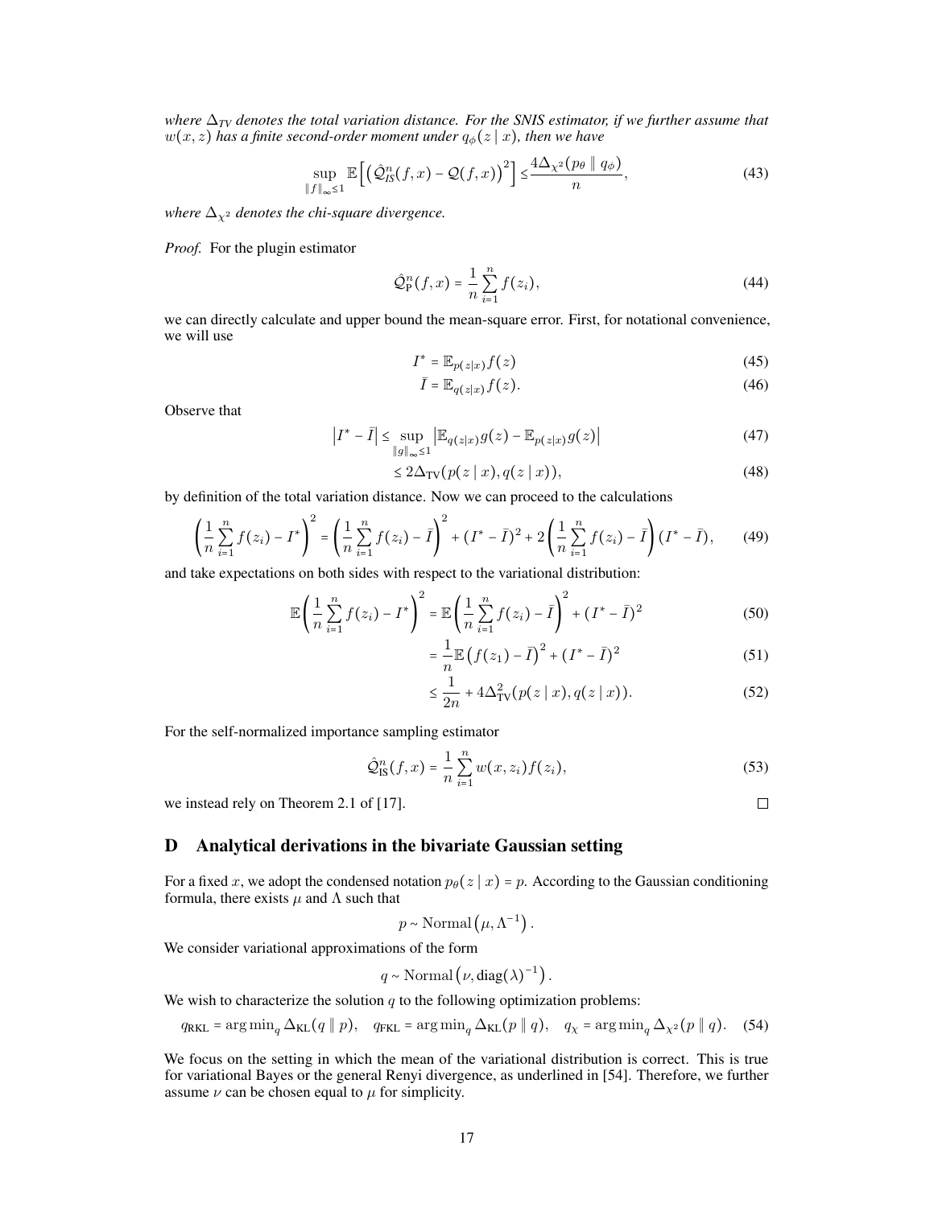*where $\Delta_{TV}$ denotes the total variation distance. For the SNIS estimator, if we further assume that $w(x, z)$ has a finite second-order moment under $q_\phi(z \mid x)$, then we have*

$$\sup_{\|f\|_\infty \le 1} \mathbb{E}\left[\left(\hat{\mathcal{Q}}_{IS}^n(f, x) - \mathcal{Q}(f, x)\right)^2\right] \le \frac{4\Delta_{\chi^2}(p_\theta \parallel q_\phi)}{n}, \tag{43}$$

*where $\Delta_{\chi^2}$ denotes the chi-square divergence.*

*Proof.* For the plugin estimator

$$\hat{\mathcal{Q}}_{\mathrm{P}}^n(f, x) = \frac{1}{n}\sum_{i=1}^n f(z_i), \tag{44}$$

we can directly calculate and upper bound the mean-square error. First, for notational convenience, we will use

$$I^* = \mathbb{E}_{p(z|x)} f(z) \tag{45}$$

$$\bar{I} = \mathbb{E}_{q(z|x)} f(z). \tag{46}$$

Observe that

$$\left|I^* - \bar{I}\right| \le \sup_{\|g\|_\infty \le 1} \left|\mathbb{E}_{q(z|x)} g(z) - \mathbb{E}_{p(z|x)} g(z)\right| \tag{47}$$

$$\le 2\Delta_{\mathrm{TV}}(p(z \mid x), q(z \mid x)), \tag{48}$$

by definition of the total variation distance. Now we can proceed to the calculations

$$\left(\frac{1}{n}\sum_{i=1}^n f(z_i) - I^*\right)^2 = \left(\frac{1}{n}\sum_{i=1}^n f(z_i) - \bar{I}\right)^2 + (I^* - \bar{I})^2 + 2\left(\frac{1}{n}\sum_{i=1}^n f(z_i) - \bar{I}\right)(I^* - \bar{I}), \tag{49}$$

and take expectations on both sides with respect to the variational distribution:

$$\mathbb{E}\left(\frac{1}{n}\sum_{i=1}^n f(z_i) - I^*\right)^2 = \mathbb{E}\left(\frac{1}{n}\sum_{i=1}^n f(z_i) - \bar{I}\right)^2 + (I^* - \bar{I})^2 \tag{50}$$

$$= \frac{1}{n}\mathbb{E}\left(f(z_1) - \bar{I}\right)^2 + (I^* - \bar{I})^2 \tag{51}$$

$$\le \frac{1}{2n} + 4\Delta_{\mathrm{TV}}^2(p(z \mid x), q(z \mid x)). \tag{52}$$

For the self-normalized importance sampling estimator

$$\hat{\mathcal{Q}}_{\mathrm{IS}}^n(f, x) = \frac{1}{n}\sum_{i=1}^n w(x, z_i) f(z_i), \tag{53}$$

we instead rely on Theorem 2.1 of [17]. □

## D Analytical derivations in the bivariate Gaussian setting

For a fixed $x$, we adopt the condensed notation $p_\theta(z \mid x) = p$. According to the Gaussian conditioning formula, there exists $\mu$ and $\Lambda$ such that

$$p \sim \mathrm{Normal}\left(\mu, \Lambda^{-1}\right).$$

We consider variational approximations of the form

$$q \sim \mathrm{Normal}\left(\nu, \mathrm{diag}(\lambda)^{-1}\right).$$

We wish to characterize the solution $q$ to the following optimization problems:

$$q_{\mathrm{RKL}} = \arg\min_q \Delta_{\mathrm{KL}}(q \parallel p), \quad q_{\mathrm{FKL}} = \arg\min_q \Delta_{\mathrm{KL}}(p \parallel q), \quad q_\chi = \arg\min_q \Delta_{\chi^2}(p \parallel q). \tag{54}$$

We focus on the setting in which the mean of the variational distribution is correct. This is true for variational Bayes or the general Renyi divergence, as underlined in [54]. Therefore, we further assume $\nu$ can be chosen equal to $\mu$ for simplicity.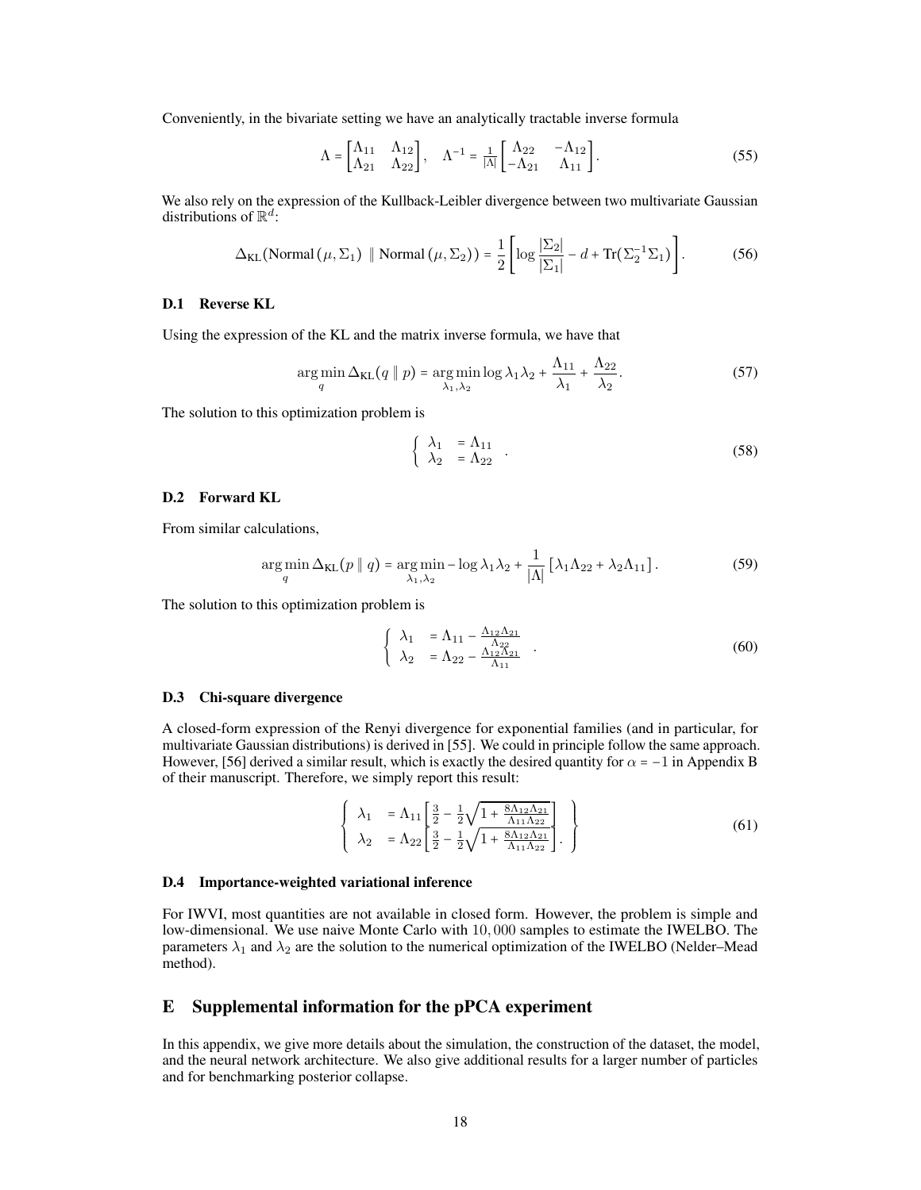Conveniently, in the bivariate setting we have an analytically tractable inverse formula

$$
\Lambda = \begin{bmatrix} \Lambda_{11} & \Lambda_{12} \\ \Lambda_{21} & \Lambda_{22} \end{bmatrix}, \quad \Lambda^{-1} = \frac{1}{|\Lambda|} \begin{bmatrix} \Lambda_{22} & -\Lambda_{12} \\ -\Lambda_{21} & \Lambda_{11} \end{bmatrix}. \tag{55}
$$

We also rely on the expression of the Kullback-Leibler divergence between two multivariate Gaussian distributions of $\mathbb{R}^d$:

$$
\Delta_{\text{KL}}(\text{Normal}(\mu, \Sigma_1) \parallel \text{Normal}(\mu, \Sigma_2)) = \frac{1}{2} \left[ \log \frac{|\Sigma_2|}{|\Sigma_1|} - d + \text{Tr}(\Sigma_2^{-1} \Sigma_1) \right]. \tag{56}
$$

### D.1 Reverse KL

Using the expression of the KL and the matrix inverse formula, we have that

$$
\arg\min_q \Delta_{\text{KL}}(q \parallel p) = \arg\min_{\lambda_1, \lambda_2} \log \lambda_1 \lambda_2 + \frac{\Lambda_{11}}{\lambda_1} + \frac{\Lambda_{22}}{\lambda_2}. \tag{57}
$$

The solution to this optimization problem is

$$
\begin{cases} \lambda_1 & = \Lambda_{11} \\ \lambda_2 & = \Lambda_{22} \end{cases}. \tag{58}
$$

### D.2 Forward KL

From similar calculations,

$$
\arg\min_q \Delta_{\text{KL}}(p \parallel q) = \arg\min_{\lambda_1, \lambda_2} - \log \lambda_1 \lambda_2 + \frac{1}{|\Lambda|} \left[ \lambda_1 \Lambda_{22} + \lambda_2 \Lambda_{11} \right]. \tag{59}
$$

The solution to this optimization problem is

$$
\begin{cases} \lambda_1 & = \Lambda_{11} - \frac{\Lambda_{12}\Lambda_{21}}{\Lambda_{22}} \\ \lambda_2 & = \Lambda_{22} - \frac{\Lambda_{12}\Lambda_{21}}{\Lambda_{11}} \end{cases}. \tag{60}
$$

### D.3 Chi-square divergence

A closed-form expression of the Renyi divergence for exponential families (and in particular, for multivariate Gaussian distributions) is derived in [55]. We could in principle follow the same approach. However, [56] derived a similar result, which is exactly the desired quantity for $\alpha = -1$ in Appendix B of their manuscript. Therefore, we simply report this result:

$$
\left\{ \begin{array}{ll} \lambda_1 & = \Lambda_{11} \left[ \frac{3}{2} - \frac{1}{2} \sqrt{1 + \frac{8\Lambda_{12}\Lambda_{21}}{\Lambda_{11}\Lambda_{22}}} \right] \\ \lambda_2 & = \Lambda_{22} \left[ \frac{3}{2} - \frac{1}{2} \sqrt{1 + \frac{8\Lambda_{12}\Lambda_{21}}{\Lambda_{11}\Lambda_{22}}} \right]. \end{array} \right\} \tag{61}
$$

### D.4 Importance-weighted variational inference

For IWVI, most quantities are not available in closed form. However, the problem is simple and low-dimensional. We use naive Monte Carlo with $10,000$ samples to estimate the IWELBO. The parameters $\lambda_1$ and $\lambda_2$ are the solution to the numerical optimization of the IWELBO (Nelder–Mead method).

## E Supplemental information for the pPCA experiment

In this appendix, we give more details about the simulation, the construction of the dataset, the model, and the neural network architecture. We also give additional results for a larger number of particles and for benchmarking posterior collapse.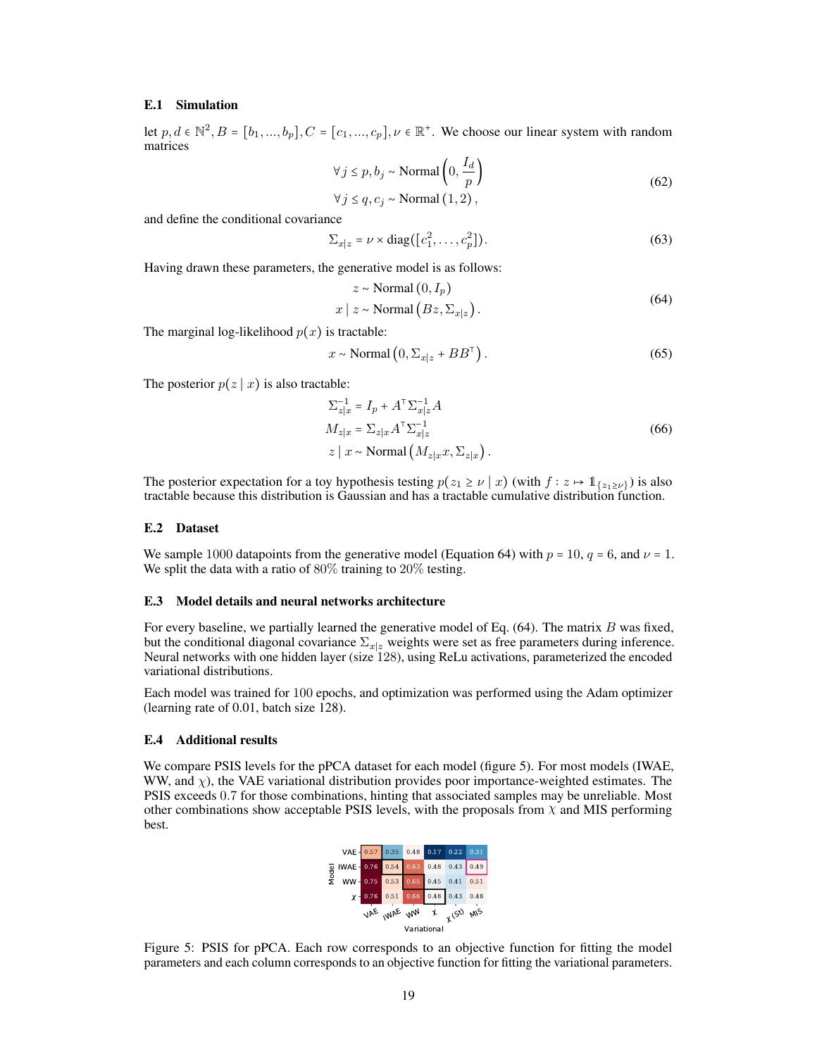### E.1 Simulation

let $p, d \in \mathbb{N}^2, B = [b_1, ..., b_p], C = [c_1, ..., c_p], \nu \in \mathbb{R}^+$. We choose our linear system with random matrices

$$\forall j \le p, b_j \sim \text{Normal}\left(0, \frac{I_d}{p}\right)$$
$$\forall j \le q, c_j \sim \text{Normal}\left(1, 2\right), \tag{62}$$

and define the conditional covariance

$$\Sigma_{x|z} = \nu \times \text{diag}([c_1^2, \ldots, c_p^2]). \tag{63}$$

Having drawn these parameters, the generative model is as follows:

$$z \sim \text{Normal}\left(0, I_p\right)$$
$$x \mid z \sim \text{Normal}\left(Bz, \Sigma_{x|z}\right). \tag{64}$$

The marginal log-likelihood $p(x)$ is tractable:

$$x \sim \text{Normal}\left(0, \Sigma_{x|z} + BB^\top\right). \tag{65}$$

The posterior $p(z \mid x)$ is also tractable:

$$\Sigma_{z|x}^{-1} = I_p + A^\top \Sigma_{x|z}^{-1} A$$
$$M_{z|x} = \Sigma_{z|x} A^\top \Sigma_{x|z}^{-1} \tag{66}$$
$$z \mid x \sim \text{Normal}\left(M_{z|x} x, \Sigma_{z|x}\right).$$

The posterior expectation for a toy hypothesis testing $p(z_1 \ge \nu \mid x)$ (with $f : z \mapsto \mathbb{1}_{\{z_1 \ge \nu\}}$) is also tractable because this distribution is Gaussian and has a tractable cumulative distribution function.

### E.2 Dataset

We sample 1000 datapoints from the generative model (Equation 64) with $p = 10$, $q = 6$, and $\nu = 1$. We split the data with a ratio of 80% training to 20% testing.

### E.3 Model details and neural networks architecture

For every baseline, we partially learned the generative model of Eq. (64). The matrix $B$ was fixed, but the conditional diagonal covariance $\Sigma_{x|z}$ weights were set as free parameters during inference. Neural networks with one hidden layer (size 128), using ReLu activations, parameterized the encoded variational distributions.

Each model was trained for 100 epochs, and optimization was performed using the Adam optimizer (learning rate of 0.01, batch size 128).

### E.4 Additional results

We compare PSIS levels for the pPCA dataset for each model (figure 5). For most models (IWAE, WW, and $\chi$), the VAE variational distribution provides poor importance-weighted estimates. The PSIS exceeds 0.7 for those combinations, hinting that associated samples may be unreliable. Most other combinations show acceptable PSIS levels, with the proposals from $\chi$ and MIS performing best.

| Model \ Variational | VAE | IWAE | WW | $\chi$ | $\chi$ (St) | MIS |
|---|---|---|---|---|---|---|
| VAE | 0.57 | 0.35 | 0.48 | 0.17 | 0.22 | 0.31 |
| IWAE | 0.76 | 0.54 | 0.63 | 0.48 | 0.43 | 0.49 |
| WW | 0.75 | 0.53 | 0.65 | 0.45 | 0.41 | 0.51 |
| $\chi$ | 0.76 | 0.51 | 0.66 | 0.48 | 0.43 | 0.48 |

Figure 5: PSIS for pPCA. Each row corresponds to an objective function for fitting the model parameters and each column corresponds to an objective function for fitting the variational parameters.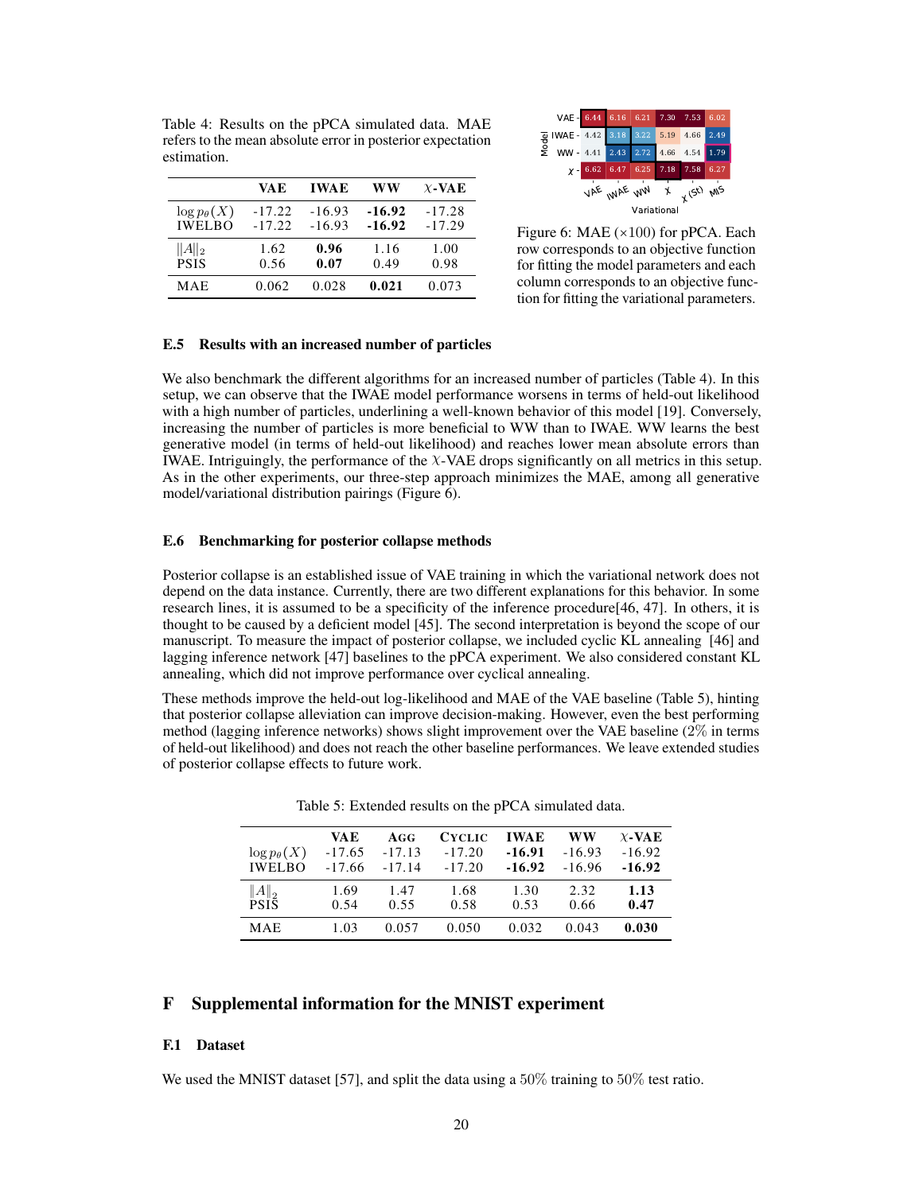Table 4: Results on the pPCA simulated data. MAE refers to the mean absolute error in posterior expectation estimation.

| | VAE | IWAE | WW | $\chi$-VAE |
|---|---|---|---|---|
| $\log p_\theta(X)$ | -17.22 | -16.93 | **-16.92** | -17.28 |
| IWELBO | -17.22 | -16.93 | **-16.92** | -17.29 |
| $\lVert A \rVert_2$ | 1.62 | **0.96** | 1.16 | 1.00 |
| PSIS | 0.56 | **0.07** | 0.49 | 0.98 |
| MAE | 0.062 | 0.028 | **0.021** | 0.073 |

| Model \ Variational | VAE | IWAE | WW | $\chi$ | $\chi$ (St) | MIS |
|---|---|---|---|---|---|---|
| VAE | 6.44 | 6.16 | 6.21 | 7.30 | 7.53 | 6.02 |
| IWAE | 4.42 | 3.18 | 3.22 | 5.19 | 4.66 | 2.49 |
| WW | 4.41 | 2.43 | 2.72 | 4.66 | 4.54 | 1.79 |
| $\chi$ | 6.62 | 6.47 | 6.25 | 7.18 | 7.58 | 6.27 |

Figure 6: MAE ($\times 100$) for pPCA. Each row corresponds to an objective function for fitting the model parameters and each column corresponds to an objective function for fitting the variational parameters.

### E.5 Results with an increased number of particles

We also benchmark the different algorithms for an increased number of particles (Table 4). In this setup, we can observe that the IWAE model performance worsens in terms of held-out likelihood with a high number of particles, underlining a well-known behavior of this model [19]. Conversely, increasing the number of particles is more beneficial to WW than to IWAE. WW learns the best generative model (in terms of held-out likelihood) and reaches lower mean absolute errors than IWAE. Intriguingly, the performance of the $\chi$-VAE drops significantly on all metrics in this setup. As in the other experiments, our three-step approach minimizes the MAE, among all generative model/variational distribution pairings (Figure 6).

### E.6 Benchmarking for posterior collapse methods

Posterior collapse is an established issue of VAE training in which the variational network does not depend on the data instance. Currently, there are two different explanations for this behavior. In some research lines, it is assumed to be a specificity of the inference procedure[46, 47]. In others, it is thought to be caused by a deficient model [45]. The second interpretation is beyond the scope of our manuscript. To measure the impact of posterior collapse, we included cyclic KL annealing [46] and lagging inference network [47] baselines to the pPCA experiment. We also considered constant KL annealing, which did not improve performance over cyclical annealing.

These methods improve the held-out log-likelihood and MAE of the VAE baseline (Table 5), hinting that posterior collapse alleviation can improve decision-making. However, even the best performing method (lagging inference networks) shows slight improvement over the VAE baseline (2% in terms of held-out likelihood) and does not reach the other baseline performances. We leave extended studies of posterior collapse effects to future work.

Table 5: Extended results on the pPCA simulated data.

| | VAE | AGG | CYCLIC | IWAE | WW | $\chi$-VAE |
|---|---|---|---|---|---|---|
| $\log p_\theta(X)$ | -17.65 | -17.13 | -17.20 | **-16.91** | -16.93 | -16.92 |
| IWELBO | -17.66 | -17.14 | -17.20 | **-16.92** | -16.96 | **-16.92** |
| $\lVert A \rVert_2$ | 1.69 | 1.47 | 1.68 | 1.30 | 2.32 | **1.13** |
| PSIS | 0.54 | 0.55 | 0.58 | 0.53 | 0.66 | **0.47** |
| MAE | 1.03 | 0.057 | 0.050 | 0.032 | 0.043 | **0.030** |

## F Supplemental information for the MNIST experiment

### F.1 Dataset

We used the MNIST dataset [57], and split the data using a 50% training to 50% test ratio.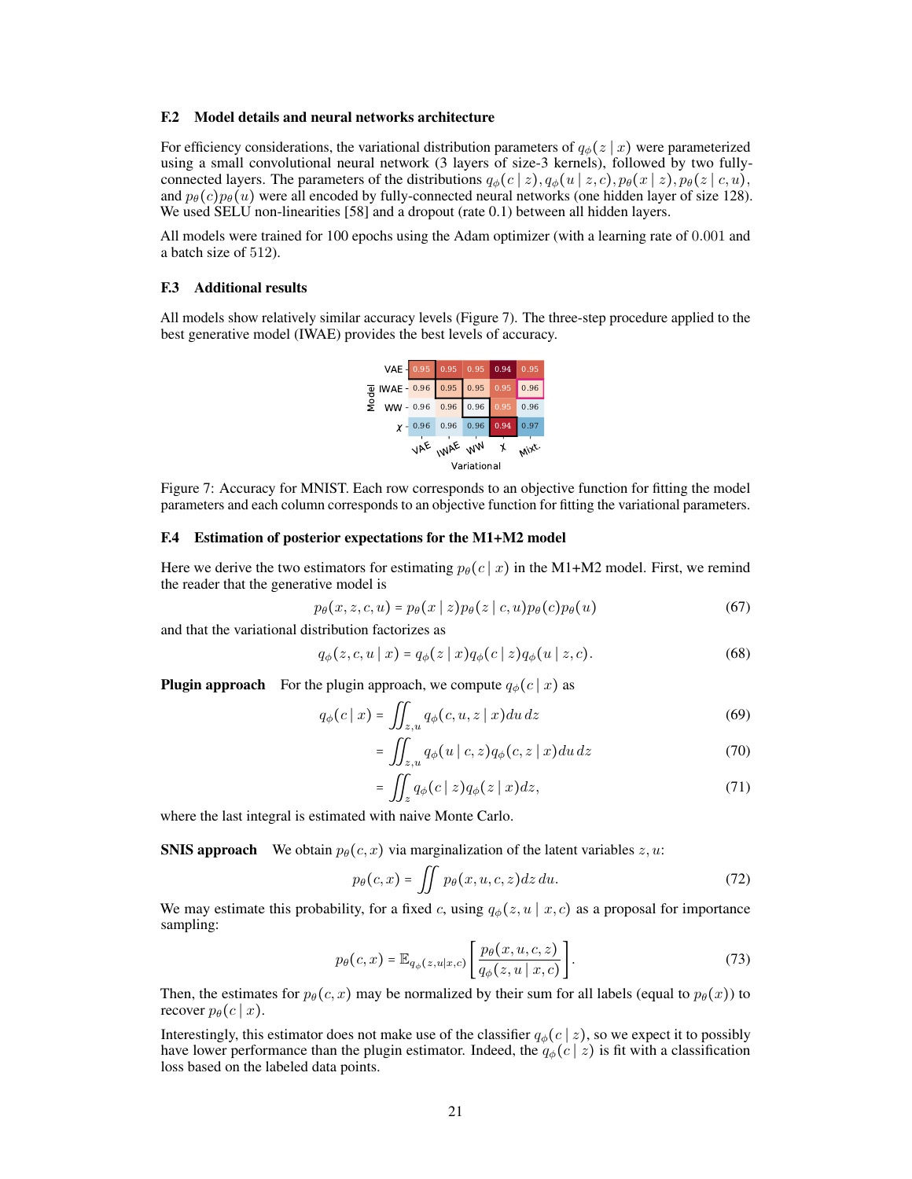### F.2 Model details and neural networks architecture

For efficiency considerations, the variational distribution parameters of $q_\phi(z \mid x)$ were parameterized using a small convolutional neural network (3 layers of size-3 kernels), followed by two fully-connected layers. The parameters of the distributions $q_\phi(c \mid z), q_\phi(u \mid z, c), p_\theta(x \mid z), p_\theta(z \mid c, u)$, and $p_\theta(c)p_\theta(u)$ were all encoded by fully-connected neural networks (one hidden layer of size 128). We used SELU non-linearities [58] and a dropout (rate 0.1) between all hidden layers.

All models were trained for 100 epochs using the Adam optimizer (with a learning rate of 0.001 and a batch size of 512).

### F.3 Additional results

All models show relatively similar accuracy levels (Figure 7). The three-step procedure applied to the best generative model (IWAE) provides the best levels of accuracy.

| Model \ Variational | VAE | IWAE | WW | $\chi$ | Mixt. |
|---|---|---|---|---|---|
| VAE | 0.95 | 0.95 | 0.95 | 0.94 | 0.95 |
| IWAE | 0.96 | 0.95 | 0.95 | 0.95 | 0.96 |
| WW | 0.96 | 0.96 | 0.96 | 0.95 | 0.96 |
| $\chi$ | 0.96 | 0.96 | 0.96 | 0.94 | 0.97 |

Figure 7: Accuracy for MNIST. Each row corresponds to an objective function for fitting the model parameters and each column corresponds to an objective function for fitting the variational parameters.

### F.4 Estimation of posterior expectations for the M1+M2 model

Here we derive the two estimators for estimating $p_\theta(c \mid x)$ in the M1+M2 model. First, we remind the reader that the generative model is

$$p_\theta(x, z, c, u) = p_\theta(x \mid z)p_\theta(z \mid c, u)p_\theta(c)p_\theta(u) \tag{67}$$

and that the variational distribution factorizes as

$$q_\phi(z, c, u \mid x) = q_\phi(z \mid x)q_\phi(c \mid z)q_\phi(u \mid z, c). \tag{68}$$

**Plugin approach** For the plugin approach, we compute $q_\phi(c \mid x)$ as

$$q_\phi(c \mid x) = \iint_{z,u} q_\phi(c, u, z \mid x) du\, dz \tag{69}$$

$$= \iint_{z,u} q_\phi(u \mid c, z) q_\phi(c, z \mid x) du\, dz \tag{70}$$

$$= \iint_{z} q_\phi(c \mid z) q_\phi(z \mid x) dz, \tag{71}$$

where the last integral is estimated with naive Monte Carlo.

**SNIS approach** We obtain $p_\theta(c, x)$ via marginalization of the latent variables $z, u$:

$$p_\theta(c, x) = \iint p_\theta(x, u, c, z) dz\, du. \tag{72}$$

We may estimate this probability, for a fixed $c$, using $q_\phi(z, u \mid x, c)$ as a proposal for importance sampling:

$$p_\theta(c, x) = \mathbb{E}_{q_\phi(z,u \mid x,c)} \left[ \frac{p_\theta(x, u, c, z)}{q_\phi(z, u \mid x, c)} \right]. \tag{73}$$

Then, the estimates for $p_\theta(c, x)$ may be normalized by their sum for all labels (equal to $p_\theta(x)$) to recover $p_\theta(c \mid x)$.

Interestingly, this estimator does not make use of the classifier $q_\phi(c \mid z)$, so we expect it to possibly have lower performance than the plugin estimator. Indeed, the $q_\phi(c \mid z)$ is fit with a classification loss based on the labeled data points.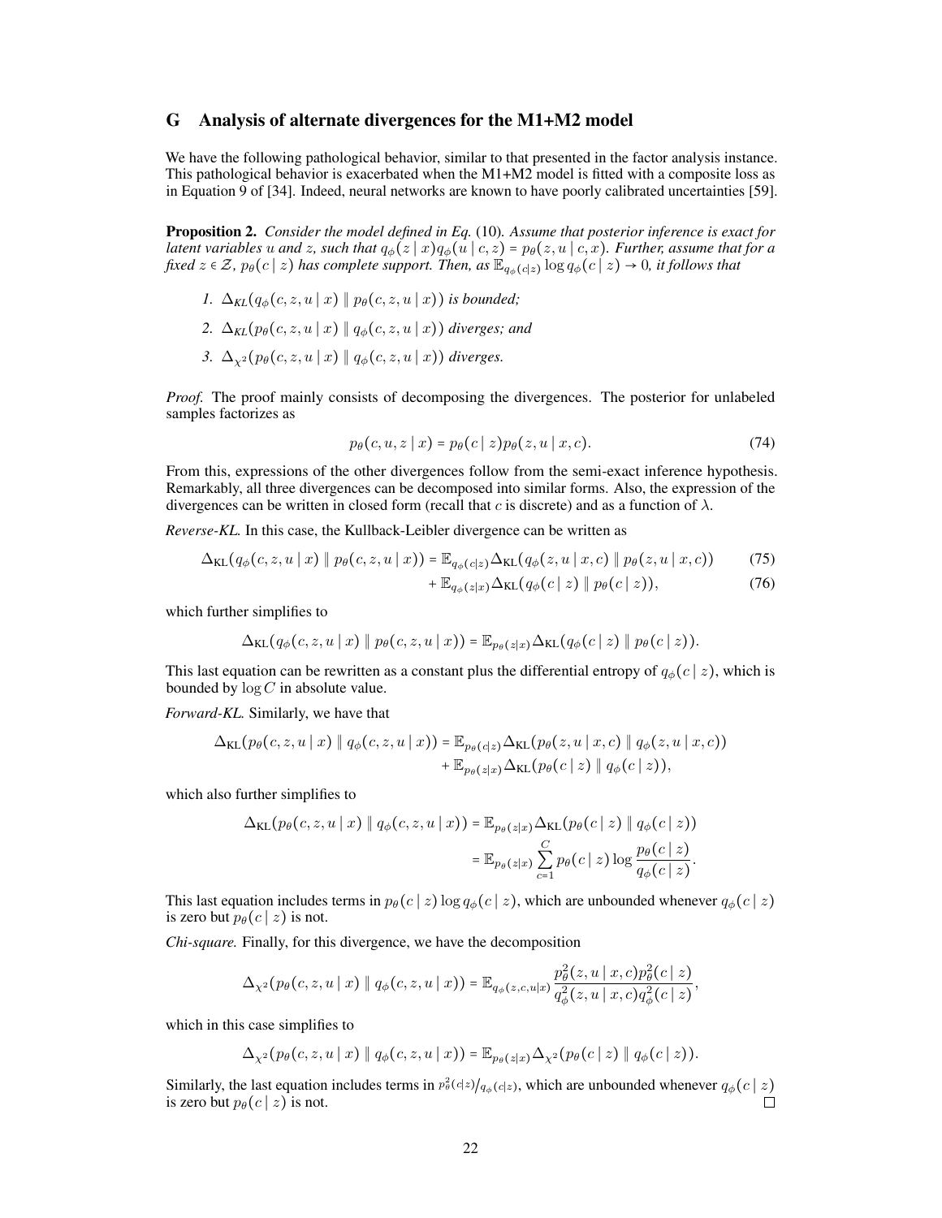## G Analysis of alternate divergences for the M1+M2 model

We have the following pathological behavior, similar to that presented in the factor analysis instance. This pathological behavior is exacerbated when the M1+M2 model is fitted with a composite loss as in Equation 9 of [34]. Indeed, neural networks are known to have poorly calibrated uncertainties [59].

**Proposition 2.** *Consider the model defined in Eq.* (10)*. Assume that posterior inference is exact for latent variables $u$ and $z$, such that $q_\phi(z \mid x) q_\phi(u \mid c, z) = p_\theta(z, u \mid c, x)$. Further, assume that for a fixed $z \in \mathcal{Z}$, $p_\theta(c \mid z)$ has complete support. Then, as $\mathbb{E}_{q_\phi(c|z)} \log q_\phi(c \mid z) \to 0$, it follows that*

1. *$\Delta_{KL}(q_\phi(c, z, u \mid x) \parallel p_\theta(c, z, u \mid x))$ is bounded;*
2. *$\Delta_{KL}(p_\theta(c, z, u \mid x) \parallel q_\phi(c, z, u \mid x))$ diverges; and*
3. *$\Delta_{\chi^2}(p_\theta(c, z, u \mid x) \parallel q_\phi(c, z, u \mid x))$ diverges.*

*Proof.* The proof mainly consists of decomposing the divergences. The posterior for unlabeled samples factorizes as

$$p_\theta(c, u, z \mid x) = p_\theta(c \mid z) p_\theta(z, u \mid x, c). \tag{74}$$

From this, expressions of the other divergences follow from the semi-exact inference hypothesis. Remarkably, all three divergences can be decomposed into similar forms. Also, the expression of the divergences can be written in closed form (recall that $c$ is discrete) and as a function of $\lambda$.

*Reverse-KL.* In this case, the Kullback-Leibler divergence can be written as

$$\Delta_{\mathrm{KL}}(q_\phi(c, z, u \mid x) \parallel p_\theta(c, z, u \mid x)) = \mathbb{E}_{q_\phi(c|z)} \Delta_{\mathrm{KL}}(q_\phi(z, u \mid x, c) \parallel p_\theta(z, u \mid x, c)) \tag{75}$$

$$+ \mathbb{E}_{q_\phi(z|x)} \Delta_{\mathrm{KL}}(q_\phi(c \mid z) \parallel p_\theta(c \mid z)), \tag{76}$$

which further simplifies to

$$\Delta_{\mathrm{KL}}(q_\phi(c, z, u \mid x) \parallel p_\theta(c, z, u \mid x)) = \mathbb{E}_{p_\theta(z|x)} \Delta_{\mathrm{KL}}(q_\phi(c \mid z) \parallel p_\theta(c \mid z)).$$

This last equation can be rewritten as a constant plus the differential entropy of $q_\phi(c \mid z)$, which is bounded by $\log C$ in absolute value.

*Forward-KL.* Similarly, we have that

$$\Delta_{\mathrm{KL}}(p_\theta(c, z, u \mid x) \parallel q_\phi(c, z, u \mid x)) = \mathbb{E}_{p_\theta(c|z)} \Delta_{\mathrm{KL}}(p_\theta(z, u \mid x, c) \parallel q_\phi(z, u \mid x, c)) + \mathbb{E}_{p_\theta(z|x)} \Delta_{\mathrm{KL}}(p_\theta(c \mid z) \parallel q_\phi(c \mid z)),$$

which also further simplifies to

$$\Delta_{\mathrm{KL}}(p_\theta(c, z, u \mid x) \parallel q_\phi(c, z, u \mid x)) = \mathbb{E}_{p_\theta(z|x)} \Delta_{\mathrm{KL}}(p_\theta(c \mid z) \parallel q_\phi(c \mid z)) = \mathbb{E}_{p_\theta(z|x)} \sum_{c=1}^{C} p_\theta(c \mid z) \log \frac{p_\theta(c \mid z)}{q_\phi(c \mid z)}.$$

This last equation includes terms in $p_\theta(c \mid z) \log q_\phi(c \mid z)$, which are unbounded whenever $q_\phi(c \mid z)$ is zero but $p_\theta(c \mid z)$ is not.

*Chi-square.* Finally, for this divergence, we have the decomposition

$$\Delta_{\chi^2}(p_\theta(c, z, u \mid x) \parallel q_\phi(c, z, u \mid x)) = \mathbb{E}_{q_\phi(z,c,u|x)} \frac{p_\theta^2(z, u \mid x, c) p_\theta^2(c \mid z)}{q_\phi^2(z, u \mid x, c) q_\phi^2(c \mid z)},$$

which in this case simplifies to

$$\Delta_{\chi^2}(p_\theta(c, z, u \mid x) \parallel q_\phi(c, z, u \mid x)) = \mathbb{E}_{p_\theta(z|x)} \Delta_{\chi^2}(p_\theta(c \mid z) \parallel q_\phi(c \mid z)).$$

Similarly, the last equation includes terms in $p_\theta^2(c|z) / q_\phi(c|z)$, which are unbounded whenever $q_\phi(c \mid z)$ is zero but $p_\theta(c \mid z)$ is not. □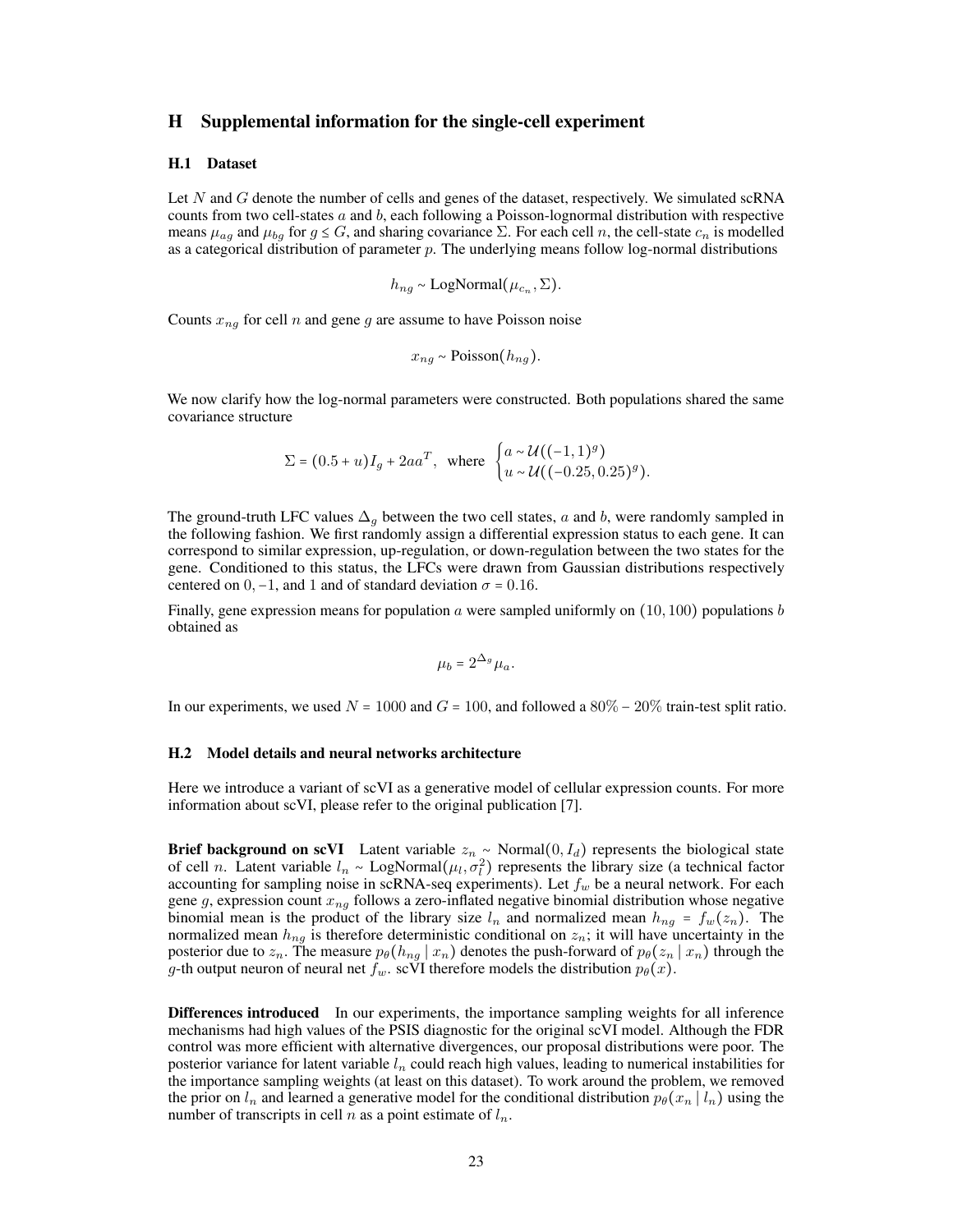## H Supplemental information for the single-cell experiment

### H.1 Dataset

Let $N$ and $G$ denote the number of cells and genes of the dataset, respectively. We simulated scRNA counts from two cell-states $a$ and $b$, each following a Poisson-lognormal distribution with respective means $\mu_{ag}$ and $\mu_{bg}$ for $g \leq G$, and sharing covariance $\Sigma$. For each cell $n$, the cell-state $c_n$ is modelled as a categorical distribution of parameter $p$. The underlying means follow log-normal distributions

$$h_{ng} \sim \text{LogNormal}(\mu_{c_n}, \Sigma).$$

Counts $x_{ng}$ for cell $n$ and gene $g$ are assume to have Poisson noise

$$x_{ng} \sim \text{Poisson}(h_{ng}).$$

We now clarify how the log-normal parameters were constructed. Both populations shared the same covariance structure

$$\Sigma = (0.5 + u)I_g + 2aa^T, \text{ where } \begin{cases} a \sim \mathcal{U}((-1, 1)^g) \\ u \sim \mathcal{U}((-0.25, 0.25)^g). \end{cases}$$

The ground-truth LFC values $\Delta_g$ between the two cell states, $a$ and $b$, were randomly sampled in the following fashion. We first randomly assign a differential expression status to each gene. It can correspond to similar expression, up-regulation, or down-regulation between the two states for the gene. Conditioned to this status, the LFCs were drawn from Gaussian distributions respectively centered on $0, -1$, and $1$ and of standard deviation $\sigma = 0.16$.

Finally, gene expression means for population $a$ were sampled uniformly on $(10, 100)$ populations $b$ obtained as

$$\mu_b = 2^{\Delta_g}\mu_a.$$

In our experiments, we used $N = 1000$ and $G = 100$, and followed a $80\% - 20\%$ train-test split ratio.

### H.2 Model details and neural networks architecture

Here we introduce a variant of scVI as a generative model of cellular expression counts. For more information about scVI, please refer to the original publication [7].

**Brief background on scVI** Latent variable $z_n \sim \text{Normal}(0, I_d)$ represents the biological state of cell $n$. Latent variable $l_n \sim \text{LogNormal}(\mu_l, \sigma_l^2)$ represents the library size (a technical factor accounting for sampling noise in scRNA-seq experiments). Let $f_w$ be a neural network. For each gene $g$, expression count $x_{ng}$ follows a zero-inflated negative binomial distribution whose negative binomial mean is the product of the library size $l_n$ and normalized mean $h_{ng} = f_w(z_n)$. The normalized mean $h_{ng}$ is therefore deterministic conditional on $z_n$; it will have uncertainty in the posterior due to $z_n$. The measure $p_\theta(h_{ng} \mid x_n)$ denotes the push-forward of $p_\theta(z_n \mid x_n)$ through the $g$-th output neuron of neural net $f_w$. scVI therefore models the distribution $p_\theta(x)$.

**Differences introduced** In our experiments, the importance sampling weights for all inference mechanisms had high values of the PSIS diagnostic for the original scVI model. Although the FDR control was more efficient with alternative divergences, our proposal distributions were poor. The posterior variance for latent variable $l_n$ could reach high values, leading to numerical instabilities for the importance sampling weights (at least on this dataset). To work around the problem, we removed the prior on $l_n$ and learned a generative model for the conditional distribution $p_\theta(x_n \mid l_n)$ using the number of transcripts in cell $n$ as a point estimate of $l_n$.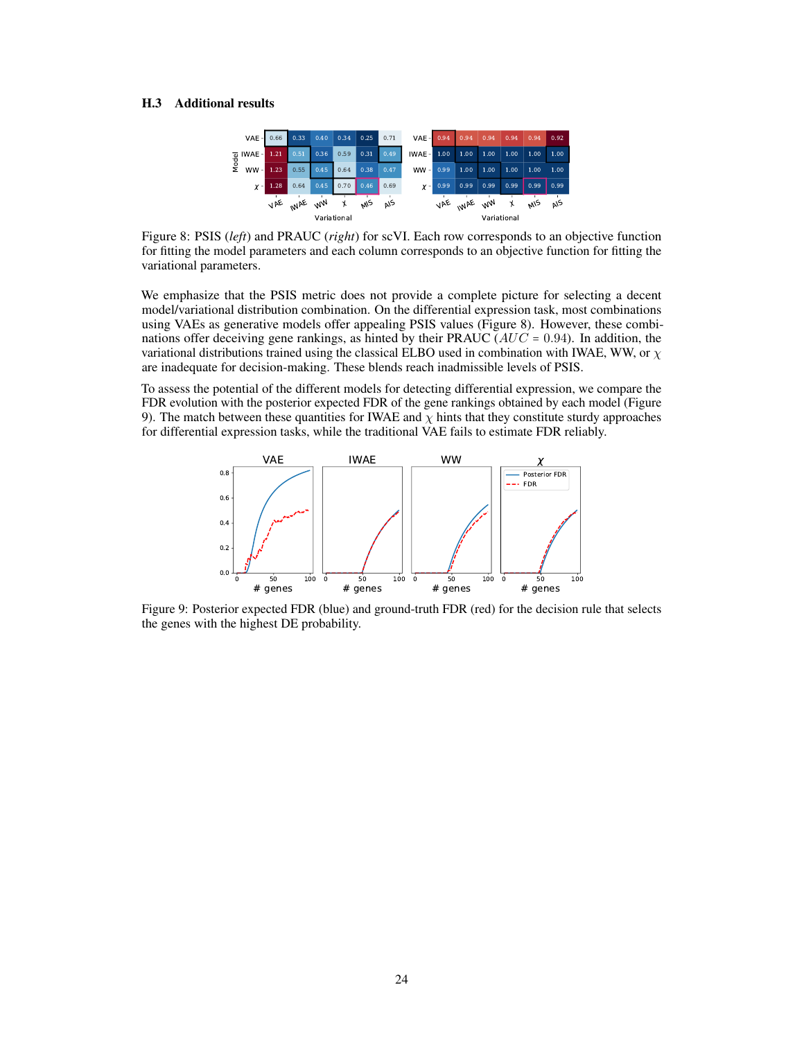### H.3 Additional results

Model
VAE
IWAE
WW
$\chi$

0.66 0.33 0.40 0.34 0.25 0.71
1.21 0.51 0.36 0.59 0.31 0.49
1.23 0.55 0.45 0.64 0.38 0.47
1.28 0.64 0.45 0.70 0.46 0.69

VAE IWAE WW $\chi$ MIS AIS
Variational

VAE
IWAE
WW
$\chi$

0.94 0.94 0.94 0.94 0.94 0.92
1.00 1.00 1.00 1.00 1.00 1.00
0.99 1.00 1.00 1.00 1.00 1.00
0.99 0.99 0.99 0.99 0.99 0.99

VAE IWAE WW $\chi$ MIS AIS
Variational

Figure 8: PSIS (*left*) and PRAUC (*right*) for scVI. Each row corresponds to an objective function for fitting the model parameters and each column corresponds to an objective function for fitting the variational parameters.

We emphasize that the PSIS metric does not provide a complete picture for selecting a decent model/variational distribution combination. On the differential expression task, most combinations using VAEs as generative models offer appealing PSIS values (Figure 8). However, these combinations offer deceiving gene rankings, as hinted by their PRAUC ($AUC = 0.94$). In addition, the variational distributions trained using the classical ELBO used in combination with IWAE, WW, or $\chi$ are inadequate for decision-making. These blends reach inadmissible levels of PSIS.

To assess the potential of the different models for detecting differential expression, we compare the FDR evolution with the posterior expected FDR of the gene rankings obtained by each model (Figure 9). The match between these quantities for IWAE and $\chi$ hints that they constitute sturdy approaches for differential expression tasks, while the traditional VAE fails to estimate FDR reliably.

VAE
IWAE
WW
$\chi$
Posterior FDR
FDR
0.0 0.2 0.4 0.6 0.8
0 50 100
# genes

Figure 9: Posterior expected FDR (blue) and ground-truth FDR (red) for the decision rule that selects the genes with the highest DE probability.